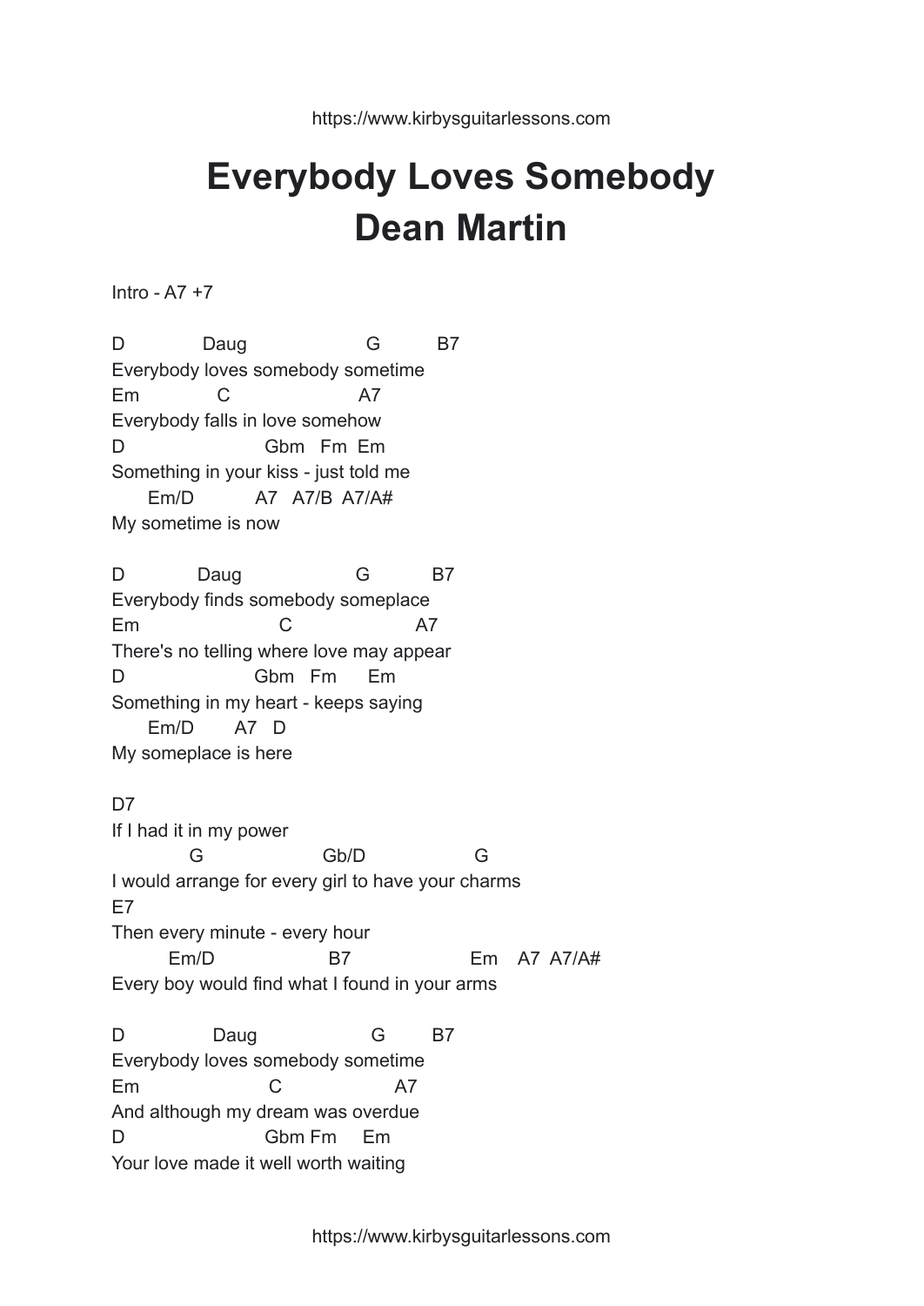# Everybody Loves Somebody
# Dean Martin

Intro - A7 +7

```
D              Daug                    G          B7
Everybody loves somebody sometime
Em             C                      A7
Everybody falls in love somehow
D                      Gbm   Fm  Em
Something in your kiss - just told me
      Em/D            A7   A7/B  A7/A#
My sometime is now

D             Daug                    G           B7
Everybody finds somebody someplace
Em                        C                    A7
There's no telling where love may appear
D                      Gbm   Fm      Em
Something in my heart - keeps saying
      Em/D        A7   D
My someplace is here

D7
If I had it in my power
           G                    Gb/D                   G
I would arrange for every girl to have your charms
E7
Then every minute - every hour
         Em/D                    B7                       Em    A7  A7/A#
Every boy would find what I found in your arms

D                Daug                    G         B7
Everybody loves somebody sometime
Em                        C                    A7
And although my dream was overdue
D                      Gbm Fm     Em
Your love made it well worth waiting
```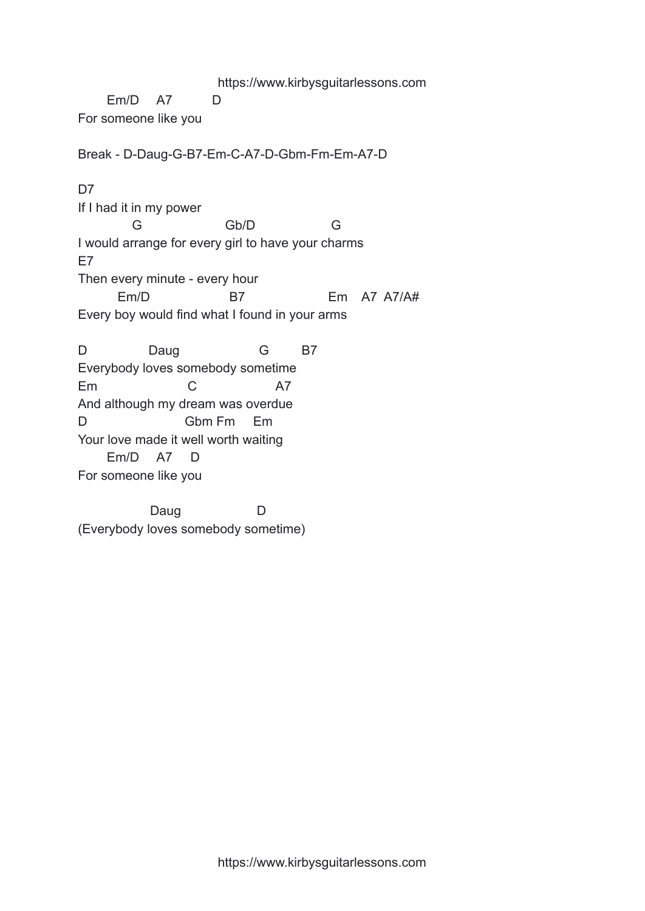```
       Em/D     A7          D
For someone like you

Break - D-Daug-G-B7-Em-C-A7-D-Gbm-Fm-Em-A7-D

D7
If I had it in my power
              G                    Gb/D                  G
I would arrange for every girl to have your charms
E7
Then every minute - every hour
          Em/D                    B7                      Em    A7  A7/A#
Every boy would find what I found in your arms

D               Daug                    G        B7
Everybody loves somebody sometime
Em                      C                   A7
And although my dream was overdue
D                       Gbm Fm     Em
Your love made it well worth waiting
       Em/D    A7     D
For someone like you

                 Daug                  D
(Everybody loves somebody sometime)
```